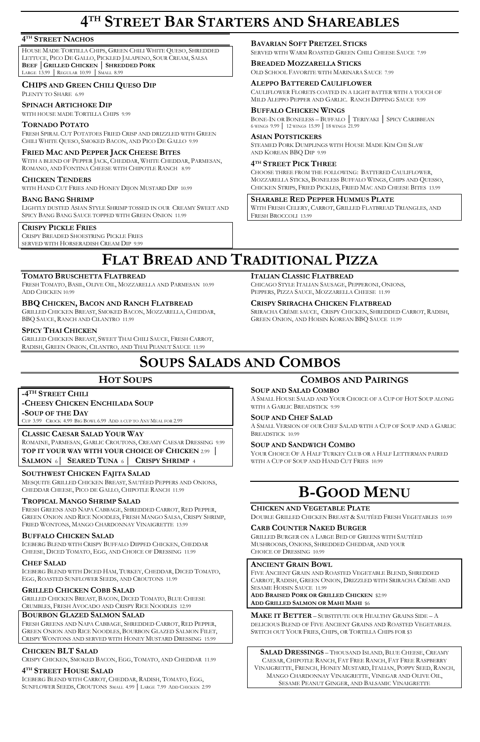# 4TH STREET BAR STARTERS AND SHAREABLES

### 4TH STREET NACHOS

HOUSE MADE TORTILLA CHIPS, GREEN CHILI WHITE QUESO, SHREDDED LETTUCE, PICO DE GALLO, PICKLED JALAPENO, SOUR CREAM, SALSA

**BEEF | GRILLED CHICKEN | SHREDDED PORK**

LARGE 13.99 | REGULAR 10.99 | SMALL 8.99

### CHIPS AND GREEN CHILI QUESO DIP

PLENTY TO SHARE 6.99

### SPINACH ARTICHOKE DIP

WITH HOUSE MADE TORTILLA CHIPS 9.99

### TORNADO POTATO

FRESH SPIRAL CUT POTATOES FRIED CRISP AND DRIZZLED WITH GREEN CHILI WHITE QUESO, SMOKED BACON, AND PICO DE GALLO 9.99

### FRIED MAC AND PEPPER JACK CHEESE BITES

WITH A BLEND OF PEPPER JACK, CHEDDAR, WHITE CHEDDAR, PARMESAN, ROMANO, AND FONTINA CHEESE WITH CHIPOTLE RANCH 8.99

### CHICKEN TENDERS

WITH HAND CUT FRIES AND HONEY DIJON MUSTARD DIP 10.99

### BANG BANG SHRIMP

LIGHTLY DUSTED ASIAN STYLE SHRIMP TOSSED IN OUR CREAMY SWEET AND SPICY BANG BANG SAUCE TOPPED WITH GREEN ONION 11.99

### CRISPY PICKLE FRIES

CRISPY BREADED SHOESTRING PICKLE FRIES SERVED WITH HORSERADISH CREAM DIP 9.99

### BAVARIAN SOFT PRETZEL STICKS

SERVED WITH WARM ROASTED GREEN CHILI CHEESE SAUCE 7.99

### BREADED MOZZARELLA STICKS

OLD SCHOOL FAVORITE WITH MARINARA SAUCE 7.99

### ALEPPO BATTERED CAULIFLOWER

CAULIFLOWER FLORETS COATED IN A LIGHT BATTER WITH A TOUCH OF MILD ALEPPO PEPPER AND GARLIC. RANCH DIPPING SAUCE 9.99

### BUFFALO CHICKEN WINGS

BONE-IN OR BONELESS – BUFFALO | TERIYAKI | SPICY CARIBBEAN

6 WINGS 9.99 | 12 WINGS 15.99 | 18 WINGS 21.99

### ASIAN POTSTICKERS

STEAMED PORK DUMPLINGS WITH HOUSE MADE KIM CHI SLAW AND KOREAN BBQ DIP 9.99

### 4TH STREET PICK THREE

CHOOSE THREE FROM THE FOLLOWING: BATTERED CAULIFLOWER, MOZZARELLA STICKS, BONELESS BUFFALO WINGS, CHIPS AND QUESSO, CHICKEN STRIPS, FRIED PICKLES, FRIED MAC AND CHEESE BITES 13.99

### SHARABLE RED PEPPER HUMMUS PLATE

WITH FRESH CELERY, CARROT, GRILLED FLATBREAD TRIANGLES, AND FRESH BROCCOLI 13.99

# FLAT BREAD AND TRADITIONAL PIZZA

### TOMATO BRUSCHETTA FLATBREAD

FRESH TOMATO, BASIL, OLIVE OIL, MOZZARELLA AND PARMESAN 10.99 ADD CHICKEN 10.99

### BBQ CHICKEN, BACON AND RANCH FLATBREAD

GRILLED CHICKEN BREAST, SMOKED BACON, MOZZARELLA, CHEDDAR, BBQ SAUCE, RANCH AND CILANTRO 11.99

### SPICY THAI CHICKEN

GRILLED CHICKEN BREAST, SWEET THAI CHILI SAUCE, FRESH CARROT, RADISH, GREEN ONION, CILANTRO, AND THAI PEANUT SAUCE 11.99

### ITALIAN CLASSIC FLATBREAD

CHICAGO STYLE ITALIAN SAUSAGE, PEPPERONI, ONIONS, PEPPERS, PIZZA SAUCE, MOZZARELLA CHEESE 11.99

### CRISPY SRIRACHA CHICKEN FLATBREAD

SRIRACHA CRÈME SAUCE, CRISPY CHICKEN, SHREDDED CARROT, RADISH, GREEN ONION, AND HOISIN KOREAN BBQ SAUCE 11.99

# SOUPS SALADS AND COMBOS

## HOT SOUPS

**-4TH STREET CHILI**

**-CHEESY CHICKEN ENCHILADA SOUP**

**-SOUP OF THE DAY**

CUP 3.99 CROCK 4.99 BIG BOWL 6.99 ADD A CUP TO ANY MEAL FOR 2.99

### CLASSIC CAESAR SALAD YOUR WAY

ROMAINE, PARMESAN, GARLIC CROUTONS, CREAMY CAESAR DRESSING 9.99

**TOP IT YOUR WAY WITH YOUR CHOICE OF CHICKEN** 2.99 | **SALMON** 6 | **SEARED TUNA** 6 | **CRISPY SHRIMP** 4

### SOUTHWEST CHICKEN FAJITA SALAD

MESQUITE GRILLED CHICKEN BREAST, SAUTÉED PEPPERS AND ONIONS, CHEDDAR CHEESE, PICO DE GALLO, CHIPOTLE RANCH 11.99

### TROPICAL MANGO SHRIMP SALAD

FRESH GREENS AND NAPA CABBAGE, SHREDDED CARROT, RED PEPPER, GREEN ONION AND RICE NOODLES, FRESH MANGO SALSA, CRISPY SHRIMP, FRIED WONTONS, MANGO CHARDONNAY VINAIGRETTE 13.99

### BUFFALO CHICKEN SALAD

ICEBERG BLEND WITH CRISPY BUFFALO DIPPED CHICKEN, CHEDDAR CHEESE, DICED TOMATO, EGG, AND CHOICE OF DRESSING 11.99

### CHEF SALAD

ICEBERG BLEND WITH DICED HAM, TURKEY, CHEDDAR, DICED TOMATO, EGG, ROASTED SUNFLOWER SEEDS, AND CROUTONS 11.99

### GRILLED CHICKEN COBB SALAD

GRILLED CHICKEN BREAST, BACON, DICED TOMATO, BLUE CHEESE CRUMBLES, FRESH AVOCADO AND CRISPY RICE NOODLES 12.99

### BOURBON GLAZED SALMON SALAD

FRESH GREENS AND NAPA CABBAGE, SHREDDED CARROT, RED PEPPER, GREEN ONION AND RICE NOODLES, BOURBON GLAZED SALMON FILET, CRISPY WONTONS AND SERVED WITH HONEY MUSTARD DRESSING 15.99

### CHICKEN BLT SALAD

CRISPY CHICKEN, SMOKED BACON, EGG, TOMATO, AND CHEDDAR 11.99

### 4TH STREET HOUSE SALAD

ICEBERG BLEND WITH CARROT, CHEDDAR, RADISH, TOMATO, EGG, SUNFLOWER SEEDS, CROUTONS SMALL 4.99 | LARGE 7.99 ADD CHICKEN 2.99

## COMBOS AND PAIRINGS

### SOUP AND SALAD COMBO

A SMALL HOUSE SALAD AND YOUR CHOICE OF A CUP OF HOT SOUP ALONG WITH A GARLIC BREADSTICK 9.99

### SOUP AND CHEF SALAD

A SMALL VERSION OF OUR CHEF SALAD WITH A CUP OF SOUP AND A GARLIC BREADSTICK 10.99

### SOUP AND SANDWICH COMBO

YOUR CHOICE OF A HALF TURKEY CLUB OR A HALF LETTERMAN PAIRED WITH A CUP OF SOUP AND HAND CUT FRIES 10.99

# B-GOOD MENU

### CHICKEN AND VEGETABLE PLATE

DOUBLE GRILLED CHICKEN BREAST & SAUTÉED FRESH VEGETABLES 10.99

### CARB COUNTER NAKED BURGER

GRILLED BURGER ON A LARGE BED OF GREENS WITH SAUTÉED MUSHROOMS, ONIONS, SHREDDED CHEDDAR, AND YOUR CHOICE OF DRESSING 10.99

### ANCIENT GRAIN BOWL

FIVE ANCIENT GRAIN AND ROASTED VEGETABLE BLEND, SHREDDED CARROT, RADISH, GREEN ONION, DRIZZLED WITH SRIRACHA CRÈME AND SESAME HOISIN SAUCE 11.99

**ADD BRAISED PORK OR GRILLED CHICKEN** $2.99

**ADD GRILLED SALMON OR MAHI MAHI** $6

**MAKE IT BETTER** – SUBSTITUTE OUR HEALTHY GRAINS SIDE – A DELICIOUS BLEND OF FIVE ANCIENT GRAINS AND ROASTED VEGETABLES. SWITCH OUT YOUR FRIES, CHIPS, OR TORTILLA CHIPS FOR $3

**SALAD DRESSINGS** – THOUSAND ISLAND, BLUE CHEESE, CREAMY CAESAR, CHIPOTLE RANCH, FAT FREE RANCH, FAT FREE RASPBERRY VINAIGRETTE, FRENCH, HONEY MUSTARD, ITALIAN, POPPY SEED, RANCH, MANGO CHARDONNAY VINAIGRETTE, VINEGAR AND OLIVE OIL, SESAME PEANUT GINGER, AND BALSAMIC VINAIGRETTE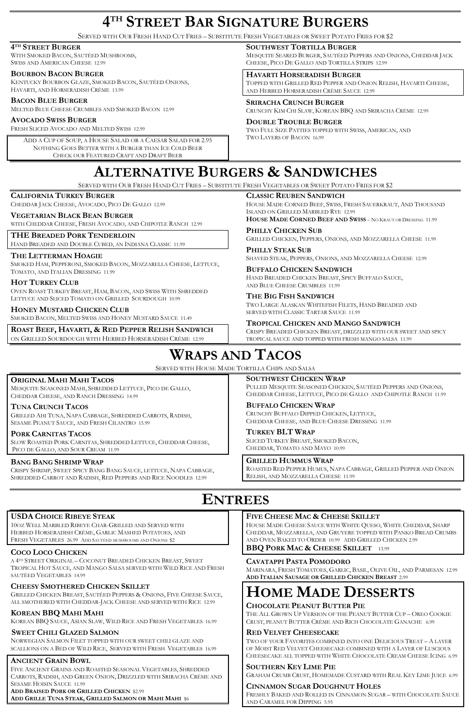# 4TH STREET BAR SIGNATURE BURGERS

SERVED WITH OUR FRESH HAND CUT FRIES – SUBSTITUTE FRESH VEGETABLES OR SWEET POTATO FRIES FOR $2

### 4TH STREET BURGER
WITH SMOKED BACON, SAUTÉED MUSHROOMS, SWISS AND AMERICAN CHEESE 12.99

### BOURBON BACON BURGER
KENTUCKY BOURBON GLAZE, SMOKED BACON, SAUTÉED ONIONS, HAVARTI, AND HORSERADISH CRÈME 13.99

### BACON BLUE BURGER
MELTED BLUE CHEESE CRUMBLES AND SMOKED BACON 12.99

### AVOCADO SWISS BURGER
FRESH SLICED AVOCADO AND MELTED SWISS 12.99

ADD A CUP OF SOUP, A HOUSE SALAD OR A CAESAR SALAD FOR 2.95
NOTHING GOES BETTER WITH A BURGER THAN ICE COLD BEER
CHECK OUR FEATURED CRAFT AND DRAFT BEER

### SOUTHWEST TORTILLA BURGER
MESQUITE SEARED BURGER, SAUTÉED PEPPERS AND ONIONS, CHEDDAR JACK CHEESE, PICO DE GALLO AND TORTILLA STRIPS 12.99

### HAVARTI HORSERADISH BURGER
TOPPED WITH GRILLED RED PEPPER AND ONION RELISH, HAVARTI CHEESE, AND HERBED HORSERADISH CRÈME SAUCE 12.99

### SRIRACHA CRUNCH BURGER
CRUNCHY KIM CHI SLAW, KOREAN BBQ AND SRIRACHA CRÈME 12.99

### DOUBLE TROUBLE BURGER
TWO FULL SIZE PATTIES TOPPED WITH SWISS, AMERICAN, AND TWO LAYERS OF BACON 16.99

# ALTERNATIVE BURGERS & SANDWICHES

SERVED WITH OUR FRESH HAND CUT FRIES – SUBSTITUTE FRESH VEGETABLES OR SWEET POTATO FRIES FOR $2

### CALIFORNIA TURKEY BURGER
CHEDDAR JACK CHEESE, AVOCADO, PICO DE GALLO 12.99

### VEGETARIAN BLACK BEAN BURGER
WITH CHEDDAR CHEESE, FRESH AVOCADO, AND CHIPOTLE RANCH 12.99

### THE BREADED PORK TENDERLOIN
HAND BREADED AND DOUBLE CUBED, AN INDIANA CLASSIC 11.99

### THE LETTERMAN HOAGIE
SMOKED HAM, PEPPERONI, SMOKED BACON, MOZZARELLA CHEESE, LETTUCE, TOMATO, AND ITALIAN DRESSING 11.99

### HOT TURKEY CLUB
OVEN ROAST TURKEY BREAST, HAM, BACON, AND SWISS WITH SHREDDED LETTUCE AND SLICED TOMATO ON GRILLED SOURDOUGH 10.99

### HONEY MUSTARD CHICKEN CLUB
SMOKED BACON, MELTED SWISS AND HONEY MUSTARD SAUCE 11.49

### ROAST BEEF, HAVARTI, & RED PEPPER RELISH SANDWICH
ON GRILLED SOURDOUGH WITH HERBED HORSERADISH CRÈME 12.99

### CLASSIC REUBEN SANDWICH
HOUSE MADE CORNED BEEF, SWISS, FRESH SAUERKRAUT, AND THOUSAND ISLAND ON GRILLED MARBLED RYE 12.99
**HOUSE MADE CORNED BEEF AND SWISS** – NO KRAUT OR DRESSING 11.99

### PHILLY CHICKEN SUB
GRILLED CHICKEN, PEPPERS, ONIONS, AND MOZZARELLA CHEESE 11.99

### PHILLY STEAK SUB
SHAVED STEAK, PEPPERS, ONIONS, AND MOZZARELLA CHEESE 12.99

### BUFFALO CHICKEN SANDWICH
HAND BREADED CHICKEN BREAST, SPICY BUFFALO SAUCE, AND BLUE CHEESE CRUMBLES 11.99

### THE BIG FISH SANDWICH
TWO LARGE ALASKAN WHITEFISH FILETS, HAND BREADED AND SERVED WITH CLASSIC TARTAR SAUCE 11.99

### TROPICAL CHICKEN AND MANGO SANDWICH
CRISPY BREADED CHICKEN BREAST, DRIZZLED WITH OUR SWEET AND SPICY TROPICAL SAUCE AND TOPPED WITH FRESH MANGO SALSA 11.99

# WRAPS AND TACOS

SERVED WITH HOUSE MADE TORTILLA CHIPS AND SALSA

### ORIGINAL MAHI MAHI TACOS
MESQUITE SEASONED MAHI, SHREDDED LETTUCE, PICO DE GALLO, CHEDDAR CHEESE, AND RANCH DRESSING 14.99

### TUNA CRUNCH TACOS
GRILLED AHI TUNA, NAPA CABBAGE, SHREDDED CARROTS, RADISH, SESAME PEANUT SAUCE, AND FRESH CILANTRO 15.99

### PORK CARNITAS TACOS
SLOW ROASTED PORK CARNITAS, SHREDDED LETTUCE, CHEDDAR CHEESE, PICO DE GALLO, AND SOUR CREAM 11.99

### BANG BANG SHRIMP WRAP
CRISPY SHRIMP, SWEET SPICY BANG BANG SAUCE, LETTUCE, NAPA CABBAGE, SHREDDED CARROT AND RADISH, RED PEPPERS AND RICE NOODLES 12.99

### SOUTHWEST CHICKEN WRAP
PULLED MESQUITE SEASONED CHICKEN, SAUTÉED PEPPERS AND ONIONS, CHEDDAR CHEESE, LETTUCE, PICO DE GALLO AND CHIPOTLE RANCH 11.99

### BUFFALO CHICKEN WRAP
CRUNCHY BUFFALO DIPPED CHICKEN, LETTUCE, CHEDDAR CHEESE, AND BLUE CHEESE DRESSING 11.99

### TURKEY BLT WRAP
SLICED TURKEY BREAST, SMOKED BACON, CHEDDAR, TOMATO AND MAYO 10.99

### GRILLED HUMMUS WRAP
ROASTED RED PEPPER HUMUS, NAPA CABBAGE, GRILLED PEPPER AND ONION RELISH, AND MOZZARELLA CHEESE 11.99

# ENTREES

### USDA CHOICE RIBEYE STEAK
10OZ WELL MARBLED RIBEYE CHAR-GRILLED AND SERVED WITH HERBED HORSERADISH CRÈME, GARLIC MASHED POTATOES, AND FRESH VEGETABLES 26.99 ADD SAUTÉED MUSHROOMS AND ONIONS $2

### COCO LOCO CHICKEN
A 4TH STREET ORIGINAL – COCONUT BREADED CHICKEN BREAST, SWEET TROPICAL HOT SAUCE, AND MANGO SALSA SERVED WITH WILD RICE AND FRESH SAUTÉED VEGETABLES 14.99

### CHEESY SMOTHERED CHICKEN SKILLET
GRILLED CHICKEN BREAST, SAUTÉED PEPPERS & ONIONS, FIVE CHEESE SAUCE, ALL SMOTHERED WITH CHEDDAR-JACK CHEESE AND SERVED WITH RICE 12.99

### KOREAN BBQ MAHI MAHI
KOREAN BBQ SAUCE, ASIAN SLAW, WILD RICE AND FRESH VEGETABLES 16.99

### SWEET CHILI GLAZED SALMON
NORWEGIAN SALMON FILET TOPPED WITH OUR SWEET CHILI GLAZE AND SCALLIONS ON A BED OF WILD RICE, SERVED WITH FRESH VEGETABLES 16.99

### ANCIENT GRAIN BOWL
FIVE ANCIENT GRAINS AND ROASTED SEASONAL VEGETABLES, SHREDDED CARROTS, RADISH, AND GREEN ONION, DRIZZLED WITH SRIRACHA CRÈME AND SESAME HOISIN SAUCE 11.99
**ADD BRAISED PORK OR GRILLED CHICKEN** $2.99
**ADD GRILLE TUNA STEAK, GRILLED SALMON OR MAHI MAHI** $6

### FIVE CHEESE MAC & CHEESE SKILLET
HOUSE MADE CHEESE SAUCE WITH WHITE QUESO, WHITE CHEDDAR, SHARP CHEDDAR, MOZZARELLA, AND GRUYERE TOPPED WITH PANKO BREAD CRUMBS AND OVEN BAKED TO ORDER 10.99 ADD GRILLED CHICKEN 2.99
**BBQ PORK MAC & CHEESE SKILLET** 13.99

### CAVATAPPI PASTA POMODORO
MARINARA, FRESH TOMATOES, GARLIC, BASIL, OLIVE OIL, AND PARMESAN 12.99
**ADD ITALIAN SAUSAGE OR GRILLED CHICKEN BREAST** 2.99

# HOME MADE DESSERTS

### CHOCOLATE PEANUT BUTTER PIE
THE ALL GROWN UP VERSION OF THE PEANUT BUTTER CUP – OREO COOKIE CRUST, PEANUT BUTTER CRÈME AND RICH CHOCOLATE GANACHE 6.99

### RED VELVET CHEESECAKE
TWO OF YOUR FAVORITES COMBINED INTO ONE DELICIOUS TREAT – A LAYER OF MOIST RED VELVET CHEESECAKE COMBINED WITH A LAYER OF LUSCIOUS CHEESECAKE ALL TOPPED WITH WHITE CHOCOLATE CREAM CHEESE ICING 6.99

### SOUTHERN KEY LIME PIE
GRAHAM CRUMB CRUST, HOMEMADE CUSTARD WITH REAL KEY LIME JUICE 6.99

### CINNAMON SUGAR DOUGHNUT HOLES
FRESHLY BAKED AND ROLLED IN CINNAMON SUGAR – WITH CHOCOLATE SAUCE AND CARAMEL FOR DIPPING 5.95